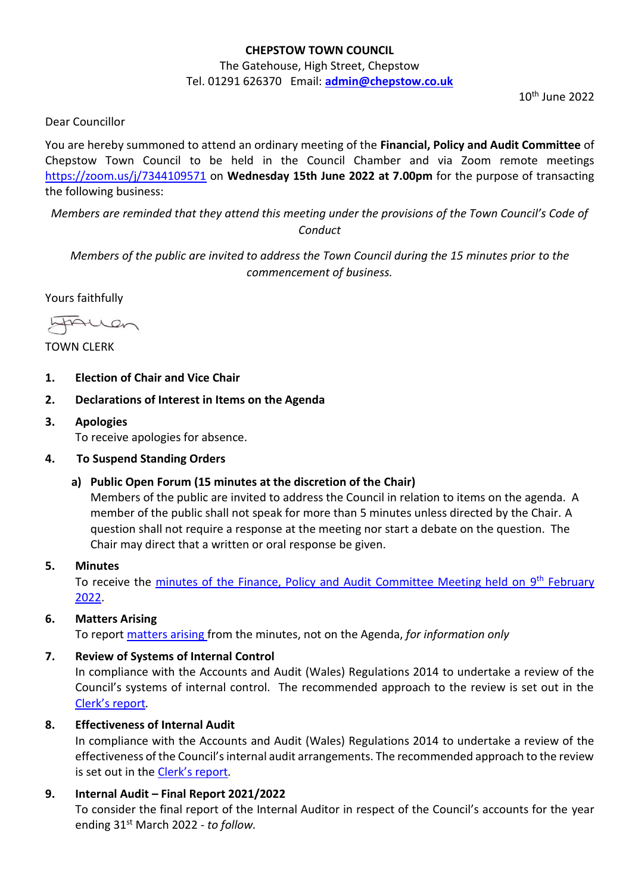**CHEPSTOW TOWN COUNCIL**

The Gatehouse, High Street, Chepstow

Tel. 01291 626370 Email: **admin@chepstow.co.uk**

10th June 2022

Dear Councillor

You are hereby summoned to attend an ordinary meeting of the **Financial, Policy and Audit Committee** of Chepstow Town Council to be held in the Council Chamber and via Zoom remote meetings https://zoom.us/j/7344109571 on **Wednesday 15th June 2022 at 7.00pm** for the purpose of transacting the following business:

*Members are reminded that they attend this meeting under the provisions of the Town Council's Code of Conduct*

*Members of the public are invited to address the Town Council during the 15 minutes prior to the commencement of business.*

Yours faithfully

TOWN CLERK

1. **Election of Chair and Vice Chair**
2. **Declarations of Interest in Items on the Agenda**
3. **Apologies**
   To receive apologies for absence.
4. **To Suspend Standing Orders**
   a) **Public Open Forum (15 minutes at the discretion of the Chair)**
      Members of the public are invited to address the Council in relation to items on the agenda. A member of the public shall not speak for more than 5 minutes unless directed by the Chair. A question shall not require a response at the meeting nor start a debate on the question. The Chair may direct that a written or oral response be given.
5. **Minutes**
   To receive the minutes of the Finance, Policy and Audit Committee Meeting held on 9th February 2022.
6. **Matters Arising**
   To report matters arising from the minutes, not on the Agenda, *for information only*
7. **Review of Systems of Internal Control**
   In compliance with the Accounts and Audit (Wales) Regulations 2014 to undertake a review of the Council's systems of internal control. The recommended approach to the review is set out in the Clerk's report.
8. **Effectiveness of Internal Audit**
   In compliance with the Accounts and Audit (Wales) Regulations 2014 to undertake a review of the effectiveness of the Council's internal audit arrangements. The recommended approach to the review is set out in the Clerk's report.
9. **Internal Audit – Final Report 2021/2022**
   To consider the final report of the Internal Auditor in respect of the Council's accounts for the year ending 31st March 2022 - *to follow.*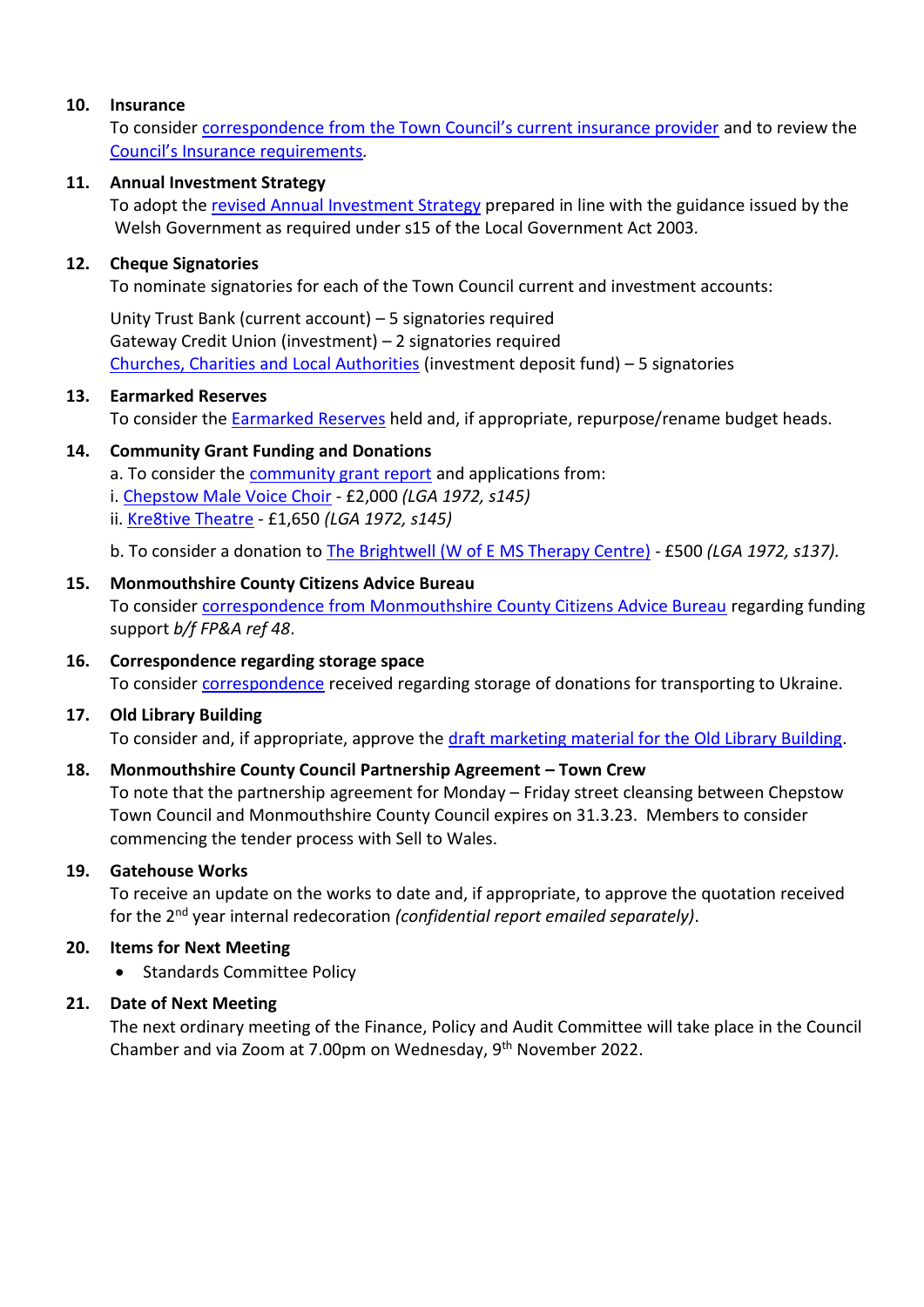**10. Insurance**

To consider correspondence from the Town Council's current insurance provider and to review the Council's Insurance requirements.

**11. Annual Investment Strategy**

To adopt the revised Annual Investment Strategy prepared in line with the guidance issued by the Welsh Government as required under s15 of the Local Government Act 2003.

**12. Cheque Signatories**

To nominate signatories for each of the Town Council current and investment accounts:

Unity Trust Bank (current account) – 5 signatories required
Gateway Credit Union (investment) – 2 signatories required
Churches, Charities and Local Authorities (investment deposit fund) – 5 signatories

**13. Earmarked Reserves**

To consider the Earmarked Reserves held and, if appropriate, repurpose/rename budget heads.

**14. Community Grant Funding and Donations**

a. To consider the community grant report and applications from:
i. Chepstow Male Voice Choir - £2,000 *(LGA 1972, s145)*
ii. Kre8tive Theatre - £1,650 *(LGA 1972, s145)*

b. To consider a donation to The Brightwell (W of E MS Therapy Centre) - £500 *(LGA 1972, s137).*

**15. Monmouthshire County Citizens Advice Bureau**

To consider correspondence from Monmouthshire County Citizens Advice Bureau regarding funding support *b/f FP&A ref 48*.

**16. Correspondence regarding storage space**

To consider correspondence received regarding storage of donations for transporting to Ukraine.

**17. Old Library Building**

To consider and, if appropriate, approve the draft marketing material for the Old Library Building.

**18. Monmouthshire County Council Partnership Agreement – Town Crew**

To note that the partnership agreement for Monday – Friday street cleansing between Chepstow Town Council and Monmouthshire County Council expires on 31.3.23. Members to consider commencing the tender process with Sell to Wales.

**19. Gatehouse Works**

To receive an update on the works to date and, if appropriate, to approve the quotation received for the 2nd year internal redecoration *(confidential report emailed separately)*.

**20. Items for Next Meeting**

- Standards Committee Policy

**21. Date of Next Meeting**

The next ordinary meeting of the Finance, Policy and Audit Committee will take place in the Council Chamber and via Zoom at 7.00pm on Wednesday, 9th November 2022.